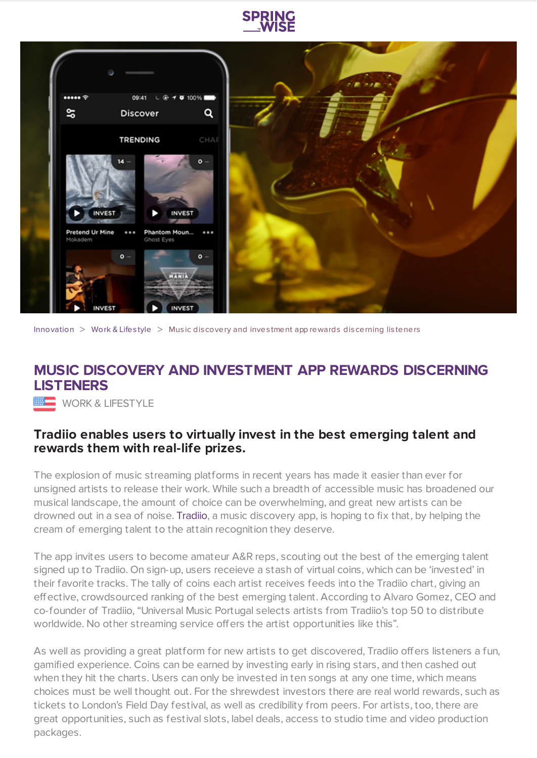Innovation > Work & Lifestyle > Music discovery and investment app rewards discerning listeners

# MUSIC DISCOVERY AND INVESTMENT APP REWARDS DISCERNING LISTENERS

WORK & LIFESTYLE

### Tradiio enables users to virtually invest in the best emerging talent and rewards them with real-life prizes.

The explosion of music streaming platforms in recent years has made it easier than ever for unsigned artists to release their work. While such a breadth of accessible music has broadened our musical landscape, the amount of choice can be overwhelming, and great new artists can be drowned out in a sea of noise. Tradiio, a music discovery app, is hoping to fix that, by helping the cream of emerging talent to the attain recognition they deserve.

The app invites users to become amateur A&R reps, scouting out the best of the emerging talent signed up to Tradiio. On sign-up, users receieve a stash of virtual coins, which can be 'invested' in their favorite tracks. The tally of coins each artist receives feeds into the Tradiio chart, giving an effective, crowdsourced ranking of the best emerging talent. According to Alvaro Gomez, CEO and co-founder of Tradiio, "Universal Music Portugal selects artists from Tradiio's top 50 to distribute worldwide. No other streaming service offers the artist opportunities like this".

As well as providing a great platform for new artists to get discovered, Tradiio offers listeners a fun, gamified experience. Coins can be earned by investing early in rising stars, and then cashed out when they hit the charts. Users can only be invested in ten songs at any one time, which means choices must be well thought out. For the shrewdest investors there are real world rewards, such as tickets to London's Field Day festival, as well as credibility from peers. For artists, too, there are great opportunities, such as festival slots, label deals, access to studio time and video production packages.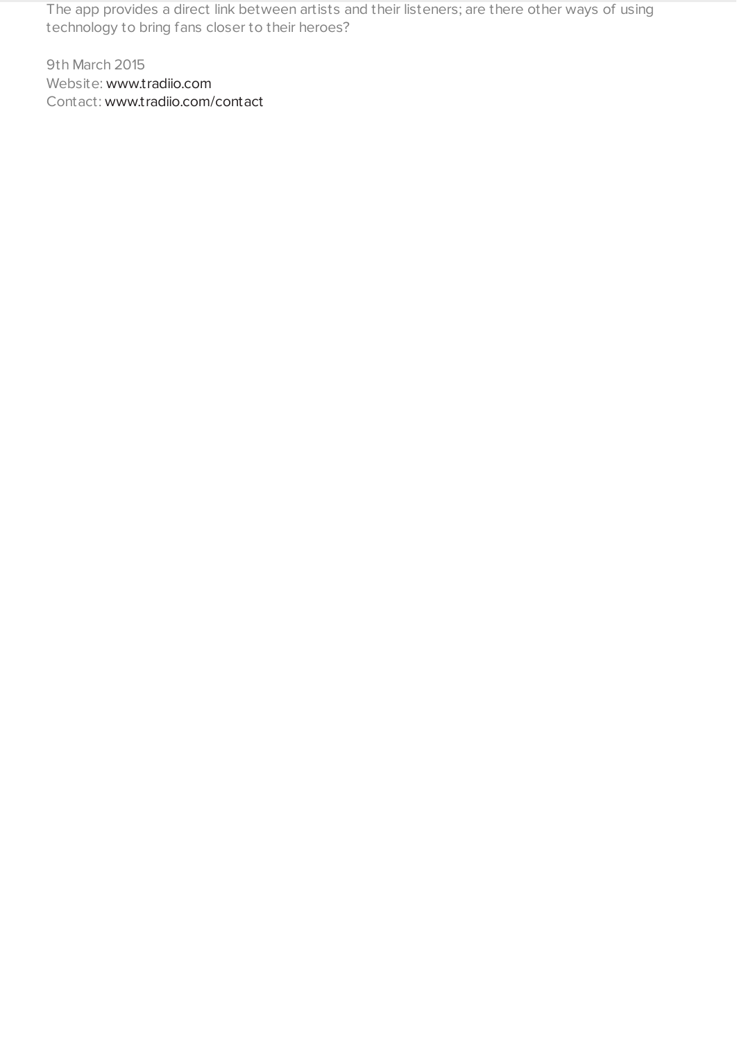The app provides a direct link between artists and their listeners; are there other ways of using technology to bring fans closer to their heroes?

9th March 2015
Website: www.tradiio.com
Contact: www.tradiio.com/contact